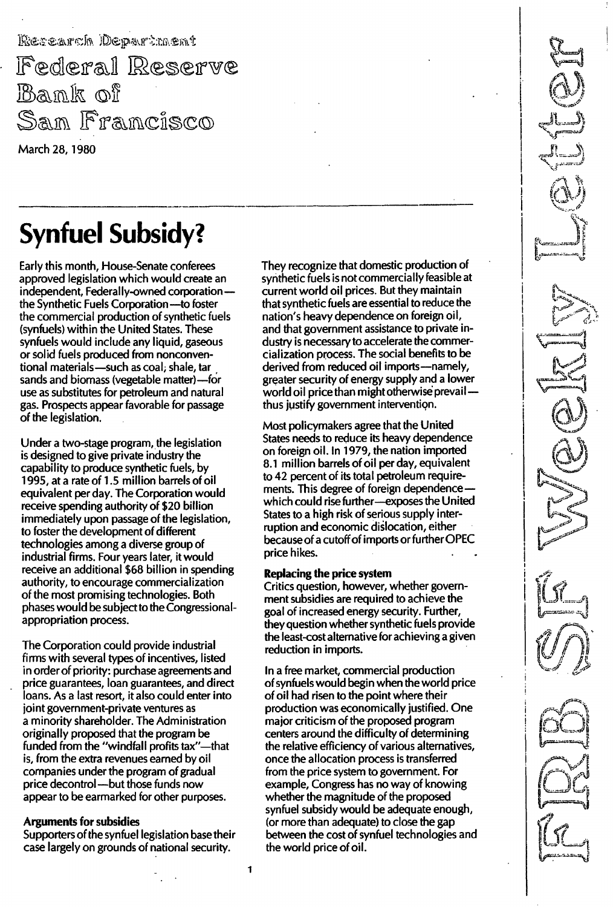Research Department

Federal Reserve Bank of San Francisco

March 28, 1980

FRBSF Weekly Letter

# Synfuel Subsidy?

Early this month, House-Senate conferees approved legislation which would create an independent, Federally-owned corporation—the Synthetic Fuels Corporation—to foster the commercial production of synthetic fuels (synfuels) within the United States. These synfuels would include any liquid, gaseous or solid fuels produced from nonconventional materials—such as coal, shale, tar sands and biomass (vegetable matter)—for use as substitutes for petroleum and natural gas. Prospects appear favorable for passage of the legislation.

Under a two-stage program, the legislation is designed to give private industry the capability to produce synthetic fuels, by 1995, at a rate of 1.5 million barrels of oil equivalent per day. The Corporation would receive spending authority of $20 billion immediately upon passage of the legislation, to foster the development of different technologies among a diverse group of industrial firms. Four years later, it would receive an additional $68 billion in spending authority, to encourage commercialization of the most promising technologies. Both phases would be subject to the Congressional-appropriation process.

The Corporation could provide industrial firms with several types of incentives, listed in order of priority: purchase agreements and price guarantees, loan guarantees, and direct loans. As a last resort, it also could enter into joint government-private ventures as a minority shareholder. The Administration originally proposed that the program be funded from the "windfall profits tax"—that is, from the extra revenues earned by oil companies under the program of gradual price decontrol—but those funds now appear to be earmarked for other purposes.

**Arguments for subsidies**

Supporters of the synfuel legislation base their case largely on grounds of national security. They recognize that domestic production of synthetic fuels is not commercially feasible at current world oil prices. But they maintain that synthetic fuels are essential to reduce the nation's heavy dependence on foreign oil, and that government assistance to private industry is necessary to accelerate the commercialization process. The social benefits to be derived from reduced oil imports—namely, greater security of energy supply and a lower world oil price than might otherwise prevail—thus justify government intervention.

Most policymakers agree that the United States needs to reduce its heavy dependence on foreign oil. In 1979, the nation imported 8.1 million barrels of oil per day, equivalent to 42 percent of its total petroleum requirements. This degree of foreign dependence—which could rise further—exposes the United States to a high risk of serious supply interruption and economic dislocation, either because of a cutoff of imports or further OPEC price hikes.

**Replacing the price system**

Critics question, however, whether government subsidies are required to achieve the goal of increased energy security. Further, they question whether synthetic fuels provide the least-cost alternative for achieving a given reduction in imports.

In a free market, commercial production of synfuels would begin when the world price of oil had risen to the point where their production was economically justified. One major criticism of the proposed program centers around the difficulty of determining the relative efficiency of various alternatives, once the allocation process is transferred from the price system to government. For example, Congress has no way of knowing whether the magnitude of the proposed synfuel subsidy would be adequate enough, (or more than adequate) to close the gap between the cost of synfuel technologies and the world price of oil.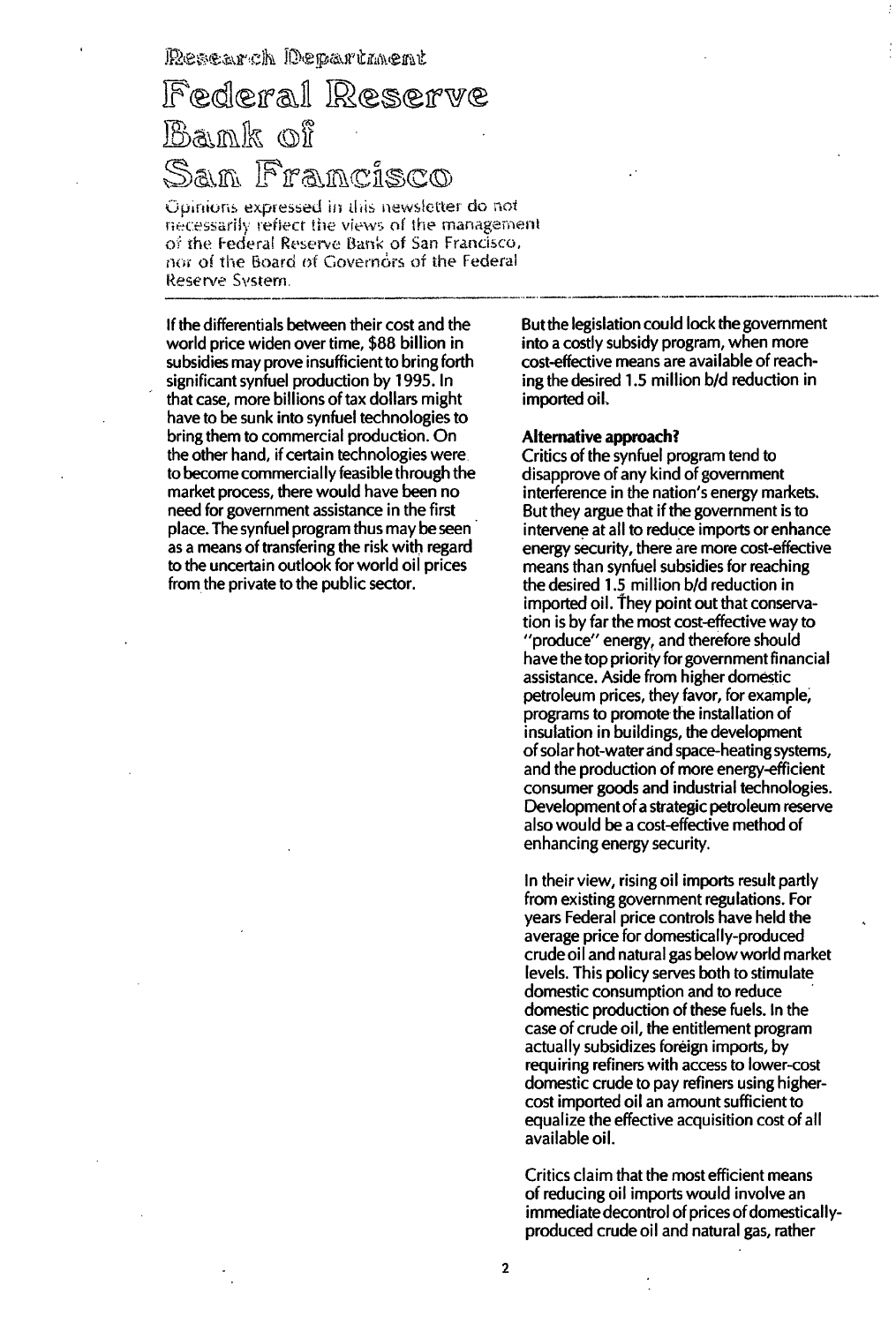Research Department

# Federal Reserve Bank of San Francisco

Opinions expressed in this newsletter do not necessarily reflect the views of the management of the Federal Reserve Bank of San Francisco, nor of the Board of Governors of the Federal Reserve System.

If the differentials between their cost and the world price widen over time, $88 billion in subsidies may prove insufficient to bring forth significant synfuel production by 1995. In that case, more billions of tax dollars might have to be sunk into synfuel technologies to bring them to commercial production. On the other hand, if certain technologies were to become commercially feasible through the market process, there would have been no need for government assistance in the first place. The synfuel program thus may be seen as a means of transfering the risk with regard to the uncertain outlook for world oil prices from the private to the public sector.

But the legislation could lock the government into a costly subsidy program, when more cost-effective means are available of reaching the desired 1.5 million b/d reduction in imported oil.

**Alternative approach?**

Critics of the synfuel program tend to disapprove of any kind of government interference in the nation's energy markets. But they argue that if the government is to intervene at all to reduce imports or enhance energy security, there are more cost-effective means than synfuel subsidies for reaching the desired 1.5 million b/d reduction in imported oil. They point out that conservation is by far the most cost-effective way to "produce" energy, and therefore should have the top priority for government financial assistance. Aside from higher domestic petroleum prices, they favor, for example, programs to promote the installation of insulation in buildings, the development of solar hot-water and space-heating systems, and the production of more energy-efficient consumer goods and industrial technologies. Development of a strategic petroleum reserve also would be a cost-effective method of enhancing energy security.

In their view, rising oil imports result partly from existing government regulations. For years Federal price controls have held the average price for domestically-produced crude oil and natural gas below world market levels. This policy serves both to stimulate domestic consumption and to reduce domestic production of these fuels. In the case of crude oil, the entitlement program actually subsidizes foreign imports, by requiring refiners with access to lower-cost domestic crude to pay refiners using higher-cost imported oil an amount sufficient to equalize the effective acquisition cost of all available oil.

Critics claim that the most efficient means of reducing oil imports would involve an immediate decontrol of prices of domestically-produced crude oil and natural gas, rather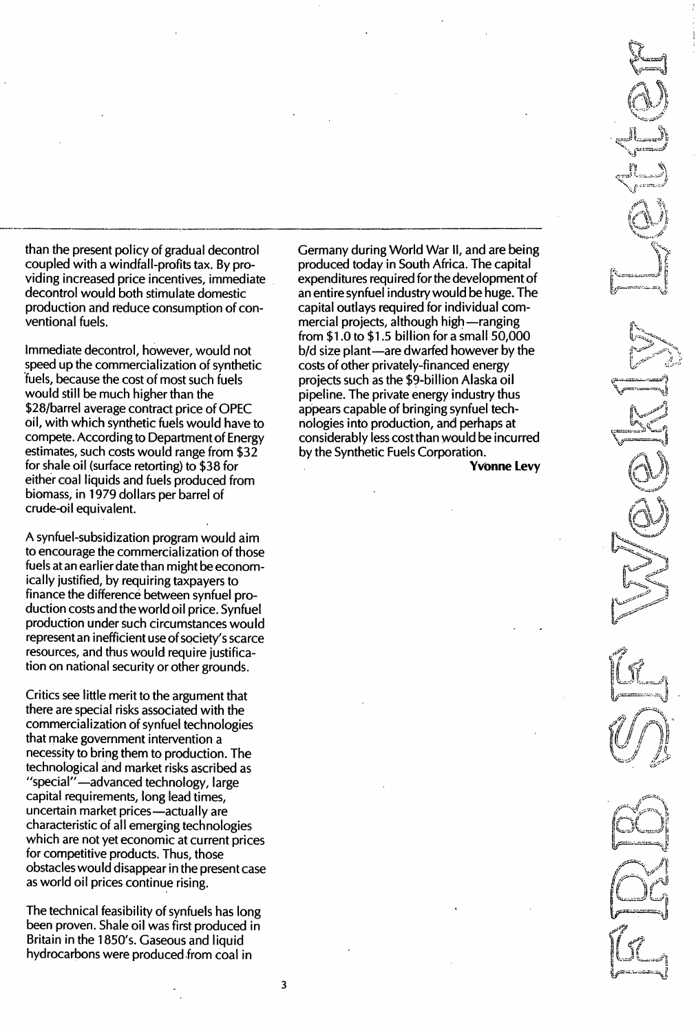than the present policy of gradual decontrol coupled with a windfall-profits tax. By providing increased price incentives, immediate decontrol would both stimulate domestic production and reduce consumption of conventional fuels.

Immediate decontrol, however, would not speed up the commercialization of synthetic fuels, because the cost of most such fuels would still be much higher than the $28/barrel average contract price of OPEC oil, with which synthetic fuels would have to compete. According to Department of Energy estimates, such costs would range from $32 for shale oil (surface retorting) to $38 for either coal liquids and fuels produced from biomass, in 1979 dollars per barrel of crude-oil equivalent.

A synfuel-subsidization program would aim to encourage the commercialization of those fuels at an earlier date than might be economically justified, by requiring taxpayers to finance the difference between synfuel production costs and the world oil price. Synfuel production under such circumstances would represent an inefficient use of society's scarce resources, and thus would require justification on national security or other grounds.

Critics see little merit to the argument that there are special risks associated with the commercialization of synfuel technologies that make government intervention a necessity to bring them to production. The technological and market risks ascribed as "special"—advanced technology, large capital requirements, long lead times, uncertain market prices—actually are characteristic of all emerging technologies which are not yet economic at current prices for competitive products. Thus, those obstacles would disappear in the present case as world oil prices continue rising.

The technical feasibility of synfuels has long been proven. Shale oil was first produced in Britain in the 1850's. Gaseous and liquid hydrocarbons were produced from coal in Germany during World War II, and are being produced today in South Africa. The capital expenditures required for the development of an entire synfuel industry would be huge. The capital outlays required for individual commercial projects, although high—ranging from $1.0 to $1.5 billion for a small 50,000 b/d size plant—are dwarfed however by the costs of other privately-financed energy projects such as the $9-billion Alaska oil pipeline. The private energy industry thus appears capable of bringing synfuel technologies into production, and perhaps at considerably less cost than would be incurred by the Synthetic Fuels Corporation.

**Yvonne Levy**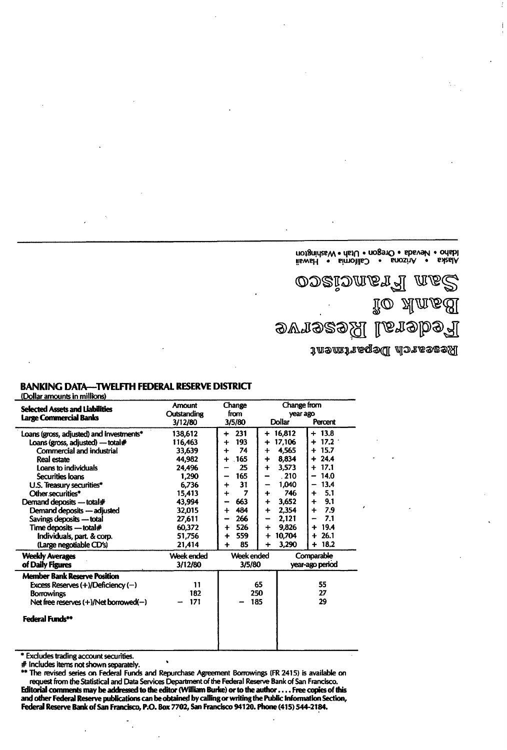Research Department

Federal Reserve Bank of San Francisco

Alaska • Arizona • California • Hawaii
Idaho • Nevada • Oregon • Utah • Washington

## BANKING DATA—TWELFTH FEDERAL RESERVE DISTRICT

(Dollar amounts in millions)

| Selected Assets and Liabilities Large Commercial Banks | Amount Outstanding 3/12/80 | Change from 3/5/80 | Change from year ago Dollar | Percent |
|---|---|---|---|---|
| Loans (gross, adjusted) and Investments* | 138,612 | + 231 | + 16,812 | + 13.8 |
| Loans (gross, adjusted) — total# | 116,463 | + 193 | + 17,106 | + 17.2 |
| Commercial and industrial | 33,639 | + 74 | + 4,565 | + 15.7 |
| Real estate | 44,982 | + 165 | + 8,834 | + 24.4 |
| Loans to individuals | 24,496 | − 25 | + 3,573 | + 17.1 |
| Securities loans | 1,290 | − 165 | − 210 | − 14.0 |
| U.S. Treasury securities* | 6,736 | + 31 | − 1,040 | − 13.4 |
| Other securities* | 15,413 | + 7 | + 746 | + 5.1 |
| Demand deposits — total# | 43,994 | − 663 | + 3,652 | + 9.1 |
| Demand deposits — adjusted | 32,015 | + 484 | + 2,354 | + 7.9 |
| Savings deposits — total | 27,611 | − 266 | − 2,121 | − 7.1 |
| Time deposits — total# | 60,372 | + 526 | + 9,826 | + 19.4 |
| Individuals, part. & corp. | 51,756 | + 559 | + 10,704 | + 26.1 |
| (Large negotiable CD's) | 21,414 | + 85 | + 3,290 | + 18.2 |

| Weekly Averages of Daily Figures | Week ended 3/12/80 | Week ended 3/5/80 | Comparable year-ago period |
|---|---|---|---|
| **Member Bank Reserve Position** | | | |
| Excess Reserves (+)/Deficiency (−) | 11 | 65 | 55 |
| Borrowings | 182 | 250 | 27 |
| Net free reserves (+)/Net borrowed(−) | − 171 | − 185 | 29 |
| **Federal Funds**** | | | |

\* Excludes trading account securities.

\# Includes items not shown separately.

\*\* The revised series on Federal Funds and Repurchase Agreement Borrowings (FR 2415) is available on request from the Statistical and Data Services Department of the Federal Reserve Bank of San Francisco.

**Editorial comments may be addressed to the editor (William Burke) or to the author.... Free copies of this and other Federal Reserve publications can be obtained by calling or writing the Public Information Section, Federal Reserve Bank of San Francisco, P.O. Box 7702, San Francisco 94120. Phone (415) 544-2184.**